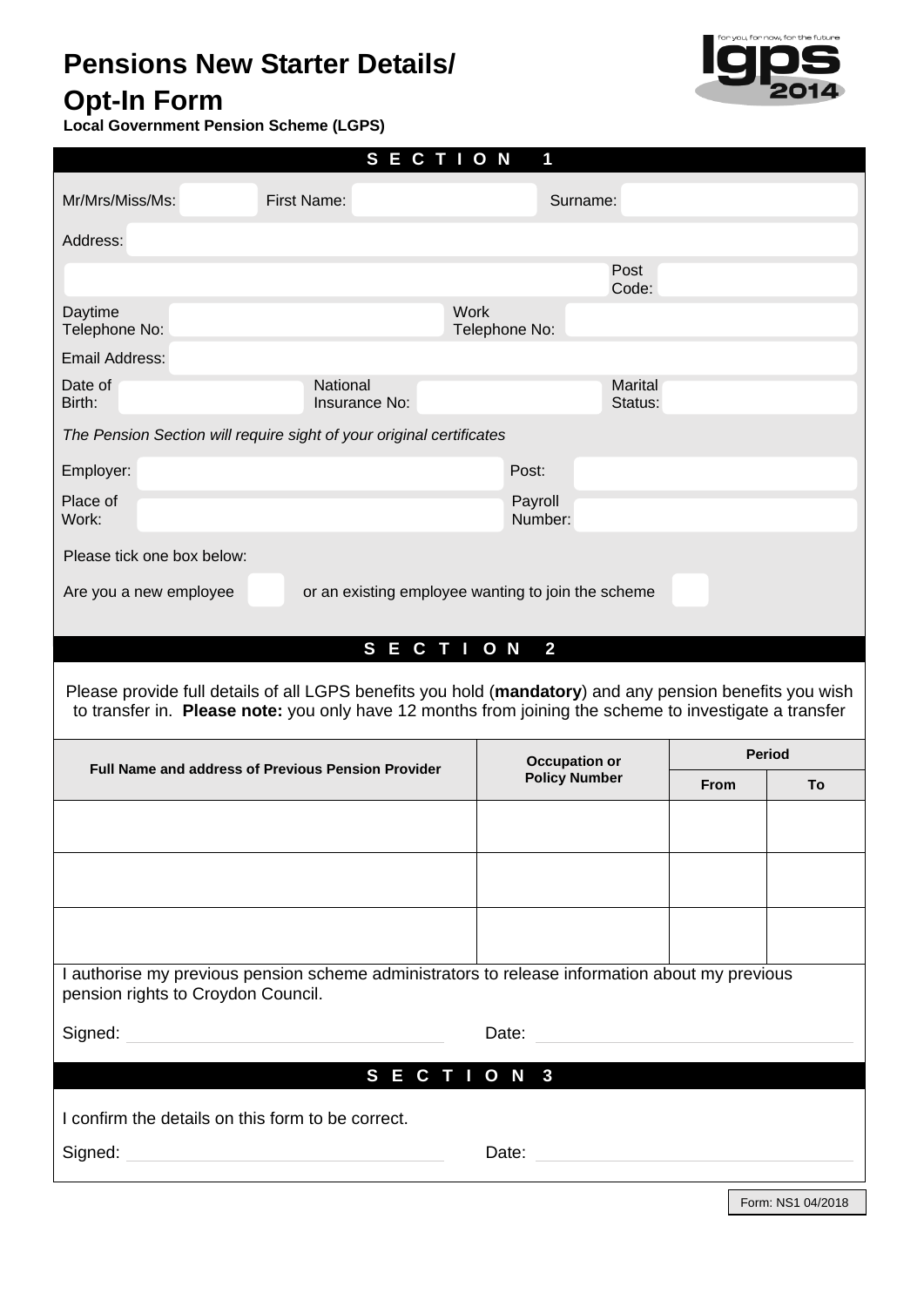# Pensions New Starter Details/ Opt-In Form

**Local Government Pension Scheme (LGPS)**

## SECTION 1

Mr/Mrs/Miss/Ms: First Name: Surname:

Address:

Post Code:

Daytime Telephone No: Work Telephone No:

Email Address:

Date of Birth: National Insurance No: Marital Status:

*The Pension Section will require sight of your original certificates*

Employer: Post:

Place of Work: Payroll Number:

Please tick one box below:

Are you a new employee ☐ or an existing employee wanting to join the scheme ☐

## SECTION 2

Please provide full details of all LGPS benefits you hold (**mandatory**) and any pension benefits you wish to transfer in. **Please note:** you only have 12 months from joining the scheme to investigate a transfer

| Full Name and address of Previous Pension Provider | Occupation or Policy Number | Period | |
|---|---|---|---|
| | | From | To |
| | | | |
| | | | |
| | | | |

I authorise my previous pension scheme administrators to release information about my previous pension rights to Croydon Council.

Signed: Date:

## SECTION 3

I confirm the details on this form to be correct.

Signed: Date:

Form: NS1 04/2018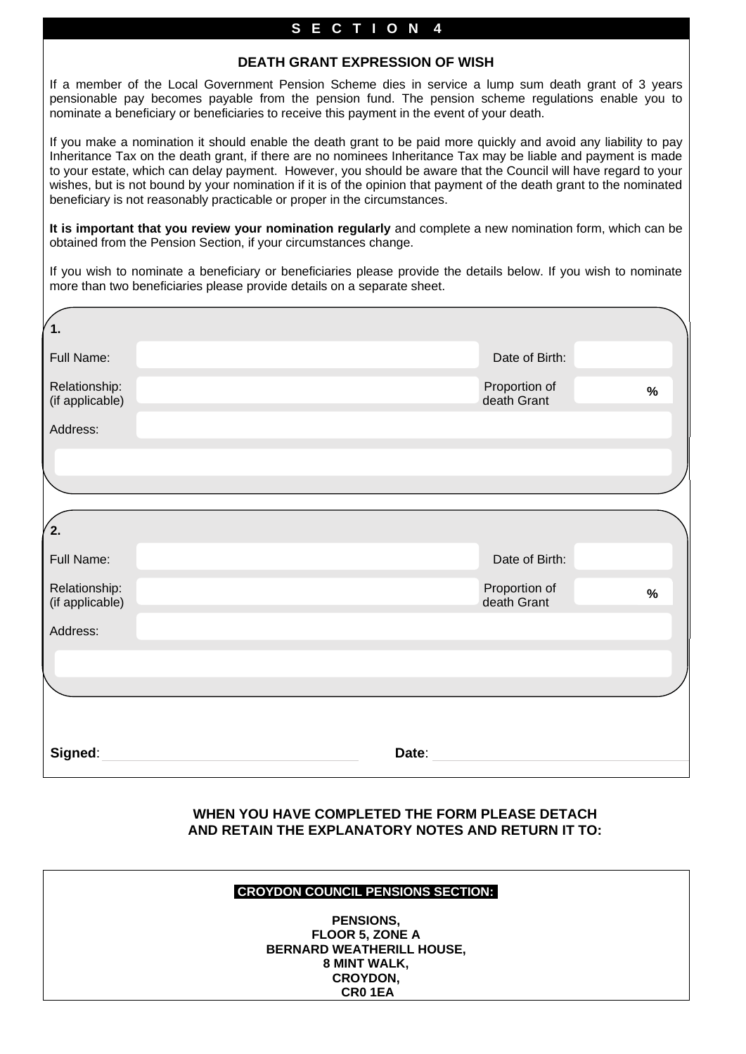# SECTION 4

## DEATH GRANT EXPRESSION OF WISH

If a member of the Local Government Pension Scheme dies in service a lump sum death grant of 3 years pensionable pay becomes payable from the pension fund. The pension scheme regulations enable you to nominate a beneficiary or beneficiaries to receive this payment in the event of your death.

If you make a nomination it should enable the death grant to be paid more quickly and avoid any liability to pay Inheritance Tax on the death grant, if there are no nominees Inheritance Tax may be liable and payment is made to your estate, which can delay payment. However, you should be aware that the Council will have regard to your wishes, but is not bound by your nomination if it is of the opinion that payment of the death grant to the nominated beneficiary is not reasonably practicable or proper in the circumstances.

**It is important that you review your nomination regularly** and complete a new nomination form, which can be obtained from the Pension Section, if your circumstances change.

If you wish to nominate a beneficiary or beneficiaries please provide the details below. If you wish to nominate more than two beneficiaries please provide details on a separate sheet.

**1.**

Full Name: ______________________ Date of Birth: __________

Relationship: (if applicable) ______________________ Proportion of death Grant ______ %

Address: ______________________

______________________

**2.**

Full Name: ______________________ Date of Birth: __________

Relationship: (if applicable) ______________________ Proportion of death Grant ______ %

Address: ______________________

______________________

**Signed**: ______________________ **Date**: ______________________

**WHEN YOU HAVE COMPLETED THE FORM PLEASE DETACH AND RETAIN THE EXPLANATORY NOTES AND RETURN IT TO:**

**CROYDON COUNCIL PENSIONS SECTION:**

**PENSIONS,**
**FLOOR 5, ZONE A**
**BERNARD WEATHERILL HOUSE,**
**8 MINT WALK,**
**CROYDON,**
**CR0 1EA**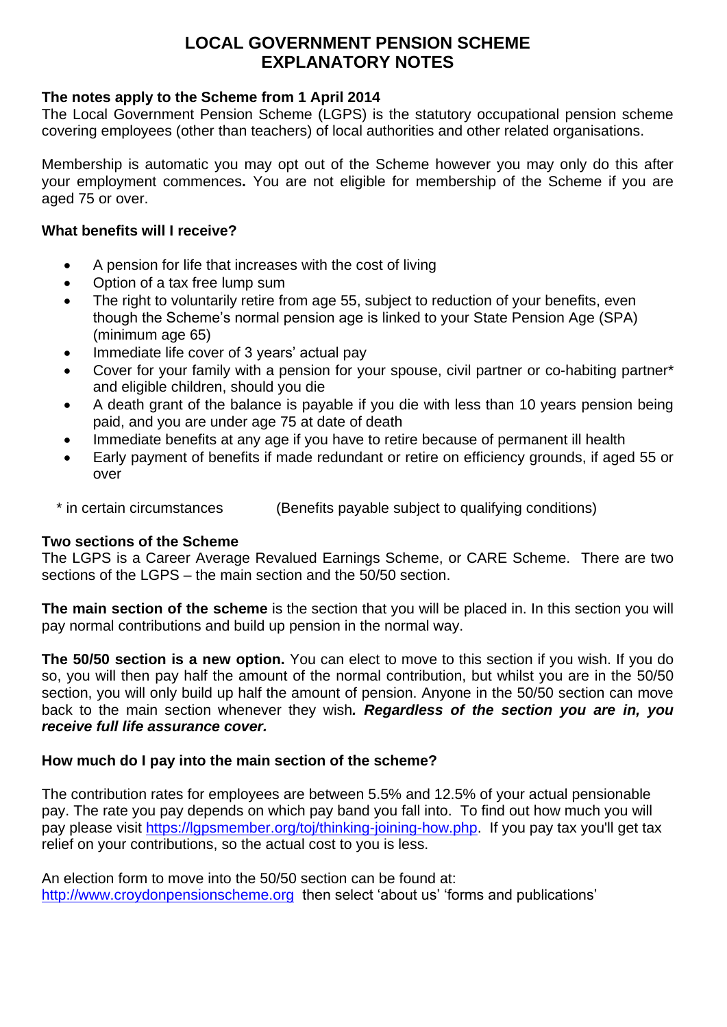# LOCAL GOVERNMENT PENSION SCHEME
# EXPLANATORY NOTES

**The notes apply to the Scheme from 1 April 2014**

The Local Government Pension Scheme (LGPS) is the statutory occupational pension scheme covering employees (other than teachers) of local authorities and other related organisations.

Membership is automatic you may opt out of the Scheme however you may only do this after your employment commences**.** You are not eligible for membership of the Scheme if you are aged 75 or over.

### What benefits will I receive?

- A pension for life that increases with the cost of living
- Option of a tax free lump sum
- The right to voluntarily retire from age 55, subject to reduction of your benefits, even though the Scheme's normal pension age is linked to your State Pension Age (SPA) (minimum age 65)
- Immediate life cover of 3 years' actual pay
- Cover for your family with a pension for your spouse, civil partner or co-habiting partner* and eligible children, should you die
- A death grant of the balance is payable if you die with less than 10 years pension being paid, and you are under age 75 at date of death
- Immediate benefits at any age if you have to retire because of permanent ill health
- Early payment of benefits if made redundant or retire on efficiency grounds, if aged 55 or over

\* in certain circumstances (Benefits payable subject to qualifying conditions)

### Two sections of the Scheme

The LGPS is a Career Average Revalued Earnings Scheme, or CARE Scheme. There are two sections of the LGPS – the main section and the 50/50 section.

**The main section of the scheme** is the section that you will be placed in. In this section you will pay normal contributions and build up pension in the normal way.

**The 50/50 section is a new option.** You can elect to move to this section if you wish. If you do so, you will then pay half the amount of the normal contribution, but whilst you are in the 50/50 section, you will only build up half the amount of pension. Anyone in the 50/50 section can move back to the main section whenever they wish*.* ***Regardless of the section you are in, you receive full life assurance cover.***

### How much do I pay into the main section of the scheme?

The contribution rates for employees are between 5.5% and 12.5% of your actual pensionable pay. The rate you pay depends on which pay band you fall into. To find out how much you will pay please visit https://lgpsmember.org/toj/thinking-joining-how.php. If you pay tax you'll get tax relief on your contributions, so the actual cost to you is less.

An election form to move into the 50/50 section can be found at: http://www.croydonpensionscheme.org then select 'about us' 'forms and publications'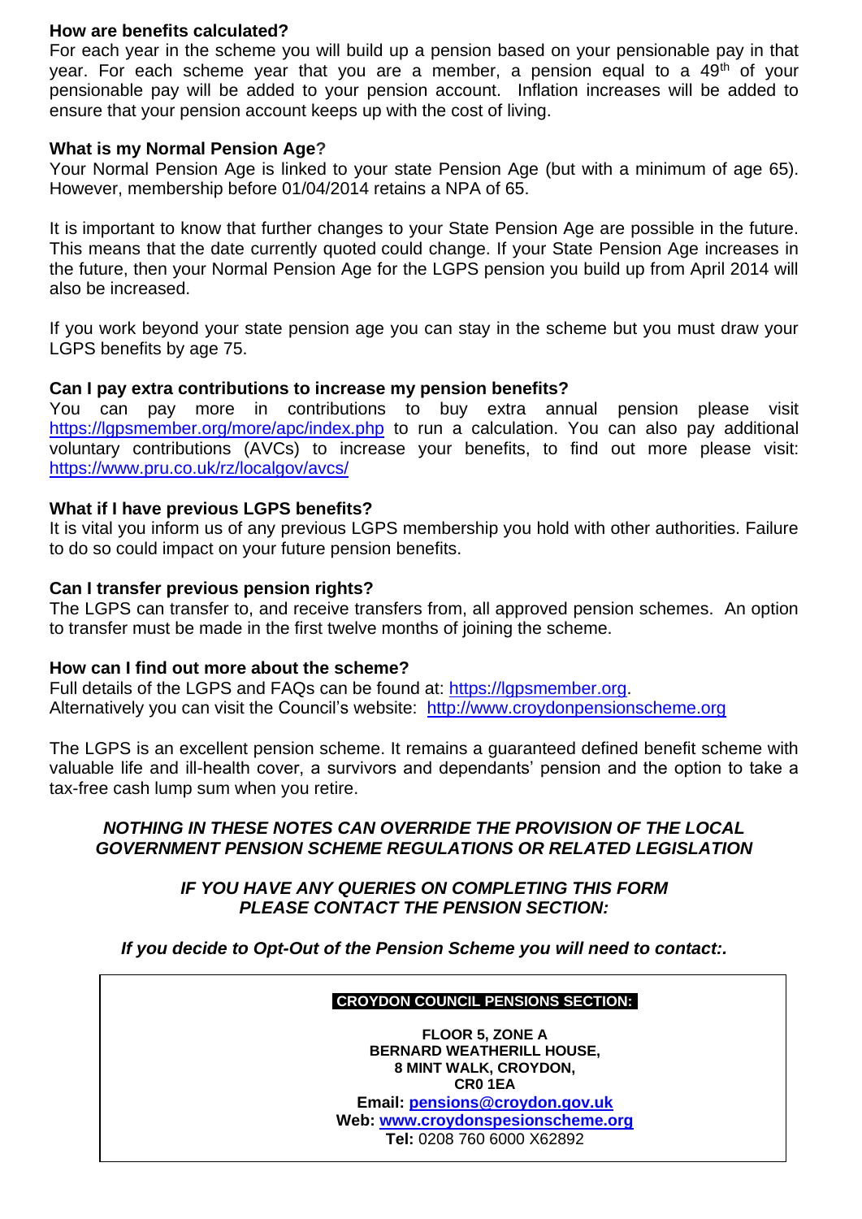**How are benefits calculated?**

For each year in the scheme you will build up a pension based on your pensionable pay in that year. For each scheme year that you are a member, a pension equal to a 49th of your pensionable pay will be added to your pension account. Inflation increases will be added to ensure that your pension account keeps up with the cost of living.

**What is my Normal Pension Age?**

Your Normal Pension Age is linked to your state Pension Age (but with a minimum of age 65). However, membership before 01/04/2014 retains a NPA of 65.

It is important to know that further changes to your State Pension Age are possible in the future. This means that the date currently quoted could change. If your State Pension Age increases in the future, then your Normal Pension Age for the LGPS pension you build up from April 2014 will also be increased.

If you work beyond your state pension age you can stay in the scheme but you must draw your LGPS benefits by age 75.

**Can I pay extra contributions to increase my pension benefits?**

You can pay more in contributions to buy extra annual pension please visit https://lgpsmember.org/more/apc/index.php to run a calculation. You can also pay additional voluntary contributions (AVCs) to increase your benefits, to find out more please visit: https://www.pru.co.uk/rz/localgov/avcs/

**What if I have previous LGPS benefits?**

It is vital you inform us of any previous LGPS membership you hold with other authorities. Failure to do so could impact on your future pension benefits.

**Can I transfer previous pension rights?**

The LGPS can transfer to, and receive transfers from, all approved pension schemes. An option to transfer must be made in the first twelve months of joining the scheme.

**How can I find out more about the scheme?**

Full details of the LGPS and FAQs can be found at: https://lgpsmember.org.
Alternatively you can visit the Council's website: http://www.croydonpensionscheme.org

The LGPS is an excellent pension scheme. It remains a guaranteed defined benefit scheme with valuable life and ill-health cover, a survivors and dependants' pension and the option to take a tax-free cash lump sum when you retire.

***NOTHING IN THESE NOTES CAN OVERRIDE THE PROVISION OF THE LOCAL GOVERNMENT PENSION SCHEME REGULATIONS OR RELATED LEGISLATION***

***IF YOU HAVE ANY QUERIES ON COMPLETING THIS FORM PLEASE CONTACT THE PENSION SECTION:***

***If you decide to Opt-Out of the Pension Scheme you will need to contact:.***

**CROYDON COUNCIL PENSIONS SECTION:**

**FLOOR 5, ZONE A**
**BERNARD WEATHERILL HOUSE,**
**8 MINT WALK, CROYDON,**
**CR0 1EA**
**Email:** pensions@croydon.gov.uk
**Web:** www.croydonspesionscheme.org
**Tel:** 0208 760 6000 X62892